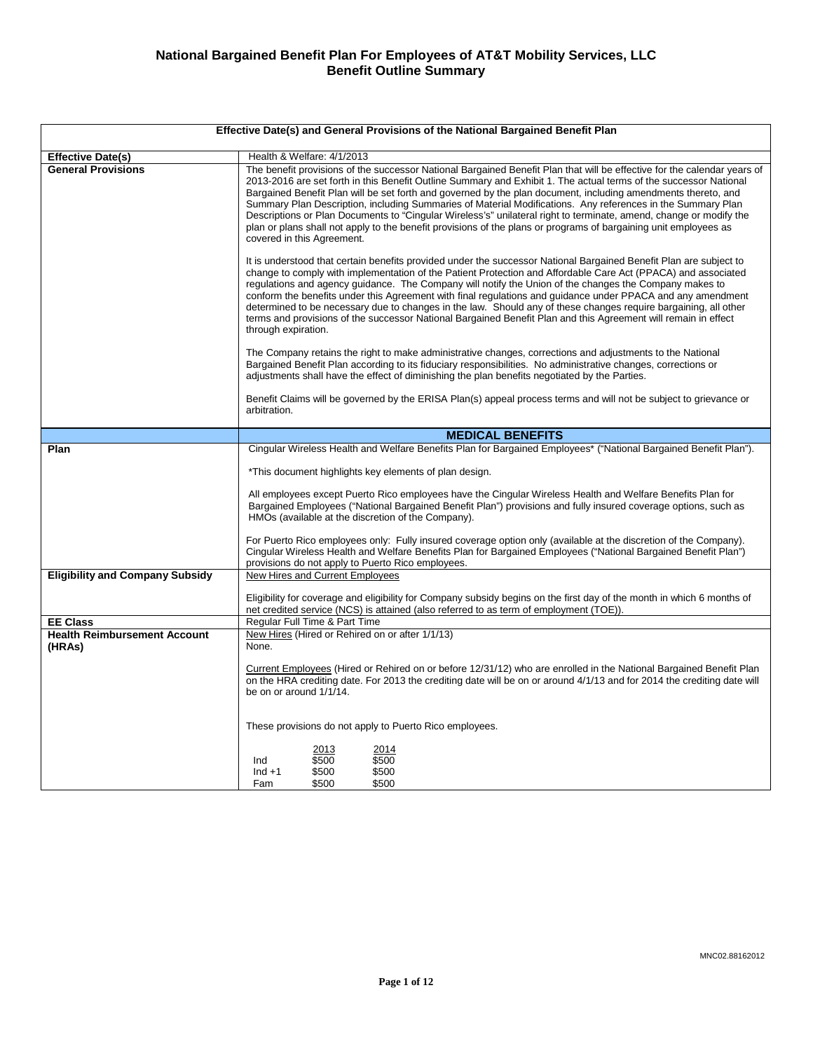# National Bargained Benefit Plan For Employees of AT&T Mobility Services, LLC
## Benefit Outline Summary

| Effective Date(s) and General Provisions of the National Bargained Benefit Plan | |
|---|---|
| **Effective Date(s)** | Health & Welfare: 4/1/2013 |
| **General Provisions** | The benefit provisions of the successor National Bargained Benefit Plan that will be effective for the calendar years of 2013-2016 are set forth in this Benefit Outline Summary and Exhibit 1. The actual terms of the successor National Bargained Benefit Plan will be set forth and governed by the plan document, including amendments thereto, and Summary Plan Description, including Summaries of Material Modifications. Any references in the Summary Plan Descriptions or Plan Documents to "Cingular Wireless's" unilateral right to terminate, amend, change or modify the plan or plans shall not apply to the benefit provisions of the plans or programs of bargaining unit employees as covered in this Agreement.<br><br>It is understood that certain benefits provided under the successor National Bargained Benefit Plan are subject to change to comply with implementation of the Patient Protection and Affordable Care Act (PPACA) and associated regulations and agency guidance. The Company will notify the Union of the changes the Company makes to conform the benefits under this Agreement with final regulations and guidance under PPACA and any amendment determined to be necessary due to changes in the law. Should any of these changes require bargaining, all other terms and provisions of the successor National Bargained Benefit Plan and this Agreement will remain in effect through expiration.<br><br>The Company retains the right to make administrative changes, corrections and adjustments to the National Bargained Benefit Plan according to its fiduciary responsibilities. No administrative changes, corrections or adjustments shall have the effect of diminishing the plan benefits negotiated by the Parties.<br><br>Benefit Claims will be governed by the ERISA Plan(s) appeal process terms and will not be subject to grievance or arbitration. |
| | **MEDICAL BENEFITS** |
| **Plan** | Cingular Wireless Health and Welfare Benefits Plan for Bargained Employees* ("National Bargained Benefit Plan").<br><br>*This document highlights key elements of plan design.<br><br>All employees except Puerto Rico employees have the Cingular Wireless Health and Welfare Benefits Plan for Bargained Employees ("National Bargained Benefit Plan") provisions and fully insured coverage options, such as HMOs (available at the discretion of the Company).<br><br>For Puerto Rico employees only: Fully insured coverage option only (available at the discretion of the Company). Cingular Wireless Health and Welfare Benefits Plan for Bargained Employees ("National Bargained Benefit Plan") provisions do not apply to Puerto Rico employees. |
| **Eligibility and Company Subsidy** | New Hires and Current Employees<br><br>Eligibility for coverage and eligibility for Company subsidy begins on the first day of the month in which 6 months of net credited service (NCS) is attained (also referred to as term of employment (TOE)). |
| **EE Class** | Regular Full Time & Part Time |
| **Health Reimbursement Account (HRAs)** | New Hires (Hired or Rehired on or after 1/1/13)<br>None.<br><br>Current Employees (Hired or Rehired on or before 12/31/12) who are enrolled in the National Bargained Benefit Plan on the HRA crediting date. For 2013 the crediting date will be on or around 4/1/13 and for 2014 the crediting date will be on or around 1/1/14.<br><br>These provisions do not apply to Puerto Rico employees.<br><br>&nbsp;&nbsp;&nbsp;&nbsp;&nbsp;&nbsp;&nbsp;&nbsp;2013 &nbsp;&nbsp;&nbsp; 2014<br>Ind &nbsp;&nbsp;&nbsp; $500 &nbsp;&nbsp;&nbsp; $500<br>Ind +1 &nbsp; $500 &nbsp;&nbsp;&nbsp; $500<br>Fam &nbsp;&nbsp; $500 &nbsp;&nbsp;&nbsp; $500 |

MNC02.88162012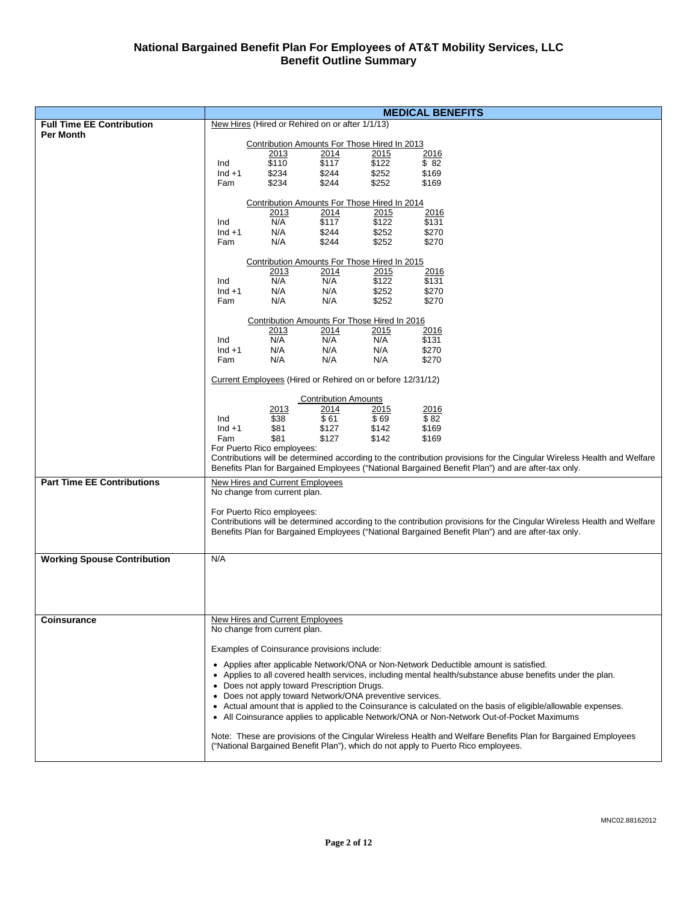## National Bargained Benefit Plan For Employees of AT&T Mobility Services, LLC
## Benefit Outline Summary

| | MEDICAL BENEFITS |
|---|---|
| **Full Time EE Contribution Per Month** | New Hires (Hired or Rehired on or after 1/1/13) |

**Contribution Amounts For Those Hired In 2013**

| | 2013 | 2014 | 2015 | 2016 |
|---|---|---|---|---|
| Ind | $110 | $117 | $122 | $ 82 |
| Ind +1 | $234 | $244 | $252 | $169 |
| Fam | $234 | $244 | $252 | $169 |

**Contribution Amounts For Those Hired In 2014**

| | 2013 | 2014 | 2015 | 2016 |
|---|---|---|---|---|
| Ind | N/A | $117 | $122 | $131 |
| Ind +1 | N/A | $244 | $252 | $270 |
| Fam | N/A | $244 | $252 | $270 |

**Contribution Amounts For Those Hired In 2015**

| | 2013 | 2014 | 2015 | 2016 |
|---|---|---|---|---|
| Ind | N/A | N/A | $122 | $131 |
| Ind +1 | N/A | N/A | $252 | $270 |
| Fam | N/A | N/A | $252 | $270 |

**Contribution Amounts For Those Hired In 2016**

| | 2013 | 2014 | 2015 | 2016 |
|---|---|---|---|---|
| Ind | N/A | N/A | N/A | $131 |
| Ind +1 | N/A | N/A | N/A | $270 |
| Fam | N/A | N/A | N/A | $270 |

Current Employees (Hired or Rehired on or before 12/31/12)

**Contribution Amounts**

| | 2013 | 2014 | 2015 | 2016 |
|---|---|---|---|---|
| Ind | $38 | $ 61 | $ 69 | $ 82 |
| Ind +1 | $81 | $127 | $142 | $169 |
| Fam | $81 | $127 | $142 | $169 |

For Puerto Rico employees:
Contributions will be determined according to the contribution provisions for the Cingular Wireless Health and Welfare Benefits Plan for Bargained Employees ("National Bargained Benefit Plan") and are after-tax only.

| | |
|---|---|
| **Part Time EE Contributions** | New Hires and Current Employees<br>No change from current plan.<br><br>For Puerto Rico employees:<br>Contributions will be determined according to the contribution provisions for the Cingular Wireless Health and Welfare Benefits Plan for Bargained Employees ("National Bargained Benefit Plan") and are after-tax only. |
| **Working Spouse Contribution** | N/A |
| **Coinsurance** | New Hires and Current Employees<br>No change from current plan.<br><br>Examples of Coinsurance provisions include:<br><br>• Applies after applicable Network/ONA or Non-Network Deductible amount is satisfied.<br>• Applies to all covered health services, including mental health/substance abuse benefits under the plan.<br>• Does not apply toward Prescription Drugs.<br>• Does not apply toward Network/ONA preventive services.<br>• Actual amount that is applied to the Coinsurance is calculated on the basis of eligible/allowable expenses.<br>• All Coinsurance applies to applicable Network/ONA or Non-Network Out-of-Pocket Maximums<br><br>Note: These are provisions of the Cingular Wireless Health and Welfare Benefits Plan for Bargained Employees ("National Bargained Benefit Plan"), which do not apply to Puerto Rico employees. |

MNC02.88162012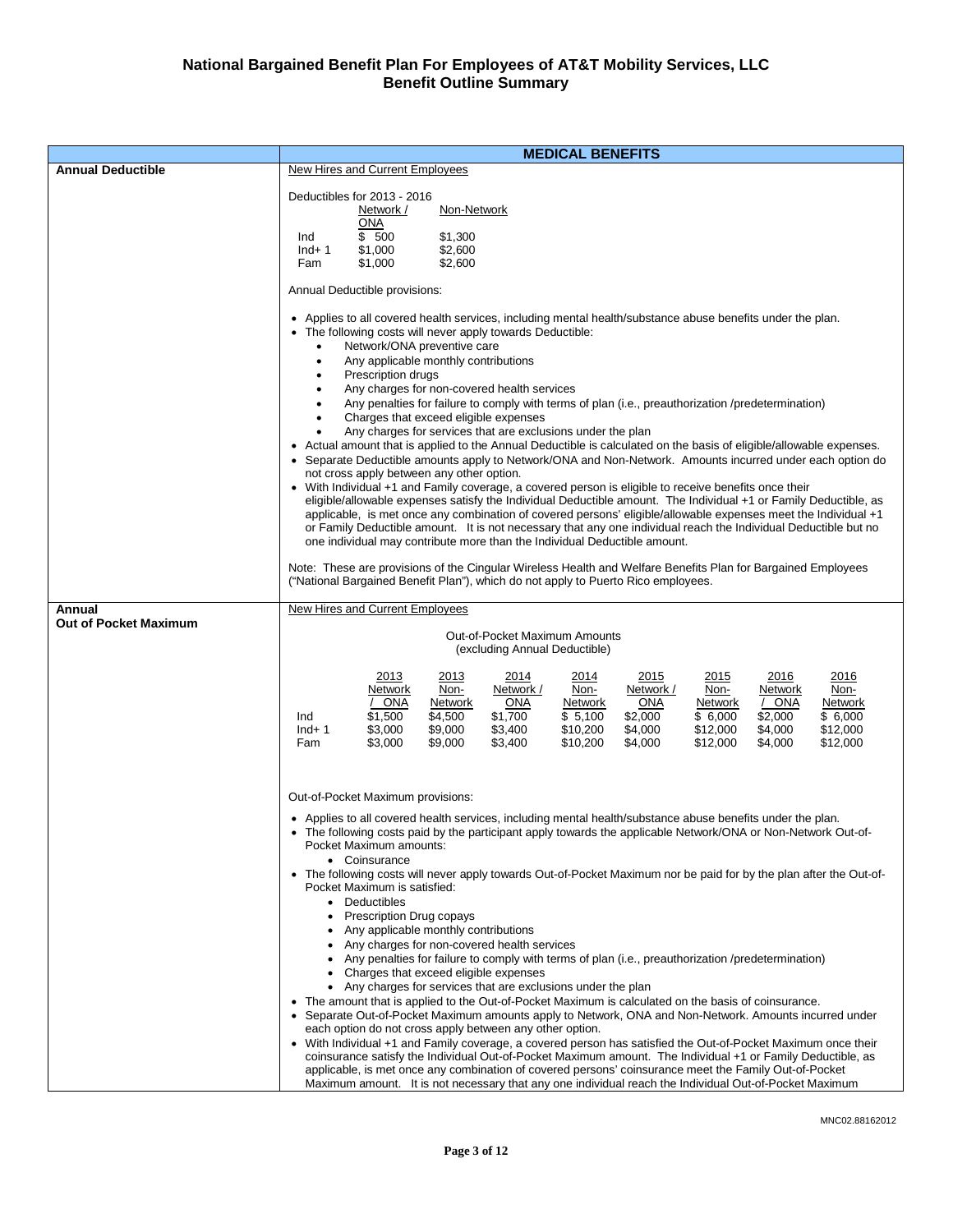# National Bargained Benefit Plan For Employees of AT&T Mobility Services, LLC
## Benefit Outline Summary

## MEDICAL BENEFITS

### Annual Deductible

New Hires and Current Employees

Deductibles for 2013 - 2016

| | Network / ONA | Non-Network |
|---|---|---|
| Ind | $ 500 | $1,300 |
| Ind+ 1 | $1,000 | $2,600 |
| Fam | $1,000 | $2,600 |

Annual Deductible provisions:

- Applies to all covered health services, including mental health/substance abuse benefits under the plan.
- The following costs will never apply towards Deductible:
  - Network/ONA preventive care
  - Any applicable monthly contributions
  - Prescription drugs
  - Any charges for non-covered health services
  - Any penalties for failure to comply with terms of plan (i.e., preauthorization /predetermination)
  - Charges that exceed eligible expenses
  - Any charges for services that are exclusions under the plan
- Actual amount that is applied to the Annual Deductible is calculated on the basis of eligible/allowable expenses.
- Separate Deductible amounts apply to Network/ONA and Non-Network. Amounts incurred under each option do not cross apply between any other option.
- With Individual +1 and Family coverage, a covered person is eligible to receive benefits once their eligible/allowable expenses satisfy the Individual Deductible amount. The Individual +1 or Family Deductible, as applicable, is met once any combination of covered persons' eligible/allowable expenses meet the Individual +1 or Family Deductible amount. It is not necessary that any one individual reach the Individual Deductible but no one individual may contribute more than the Individual Deductible amount.

Note: These are provisions of the Cingular Wireless Health and Welfare Benefits Plan for Bargained Employees ("National Bargained Benefit Plan"), which do not apply to Puerto Rico employees.

### Annual Out of Pocket Maximum

New Hires and Current Employees

Out-of-Pocket Maximum Amounts
(excluding Annual Deductible)

| | 2013 Network / ONA | 2013 Non-Network | 2014 Network / ONA | 2014 Non-Network | 2015 Network / ONA | 2015 Non-Network | 2016 Network / ONA | 2016 Non-Network |
|---|---|---|---|---|---|---|---|---|
| Ind | $1,500 | $4,500 | $1,700 | $ 5,100 | $2,000 | $ 6,000 | $2,000 | $ 6,000 |
| Ind+ 1 | $3,000 | $9,000 | $3,400 | $10,200 | $4,000 | $12,000 | $4,000 | $12,000 |
| Fam | $3,000 | $9,000 | $3,400 | $10,200 | $4,000 | $12,000 | $4,000 | $12,000 |

Out-of-Pocket Maximum provisions:

- Applies to all covered health services, including mental health/substance abuse benefits under the plan.
- The following costs paid by the participant apply towards the applicable Network/ONA or Non-Network Out-of-Pocket Maximum amounts:
  - Coinsurance
- The following costs will never apply towards Out-of-Pocket Maximum nor be paid for by the plan after the Out-of-Pocket Maximum is satisfied:
  - Deductibles
  - Prescription Drug copays
  - Any applicable monthly contributions
  - Any charges for non-covered health services
  - Any penalties for failure to comply with terms of plan (i.e., preauthorization /predetermination)
  - Charges that exceed eligible expenses
  - Any charges for services that are exclusions under the plan
- The amount that is applied to the Out-of-Pocket Maximum is calculated on the basis of coinsurance.
- Separate Out-of-Pocket Maximum amounts apply to Network, ONA and Non-Network. Amounts incurred under each option do not cross apply between any other option.
- With Individual +1 and Family coverage, a covered person has satisfied the Out-of-Pocket Maximum once their coinsurance satisfy the Individual Out-of-Pocket Maximum amount. The Individual +1 or Family Deductible, as applicable, is met once any combination of covered persons' coinsurance meet the Family Out-of-Pocket Maximum amount. It is not necessary that any one individual reach the Individual Out-of-Pocket Maximum

MNC02.88162012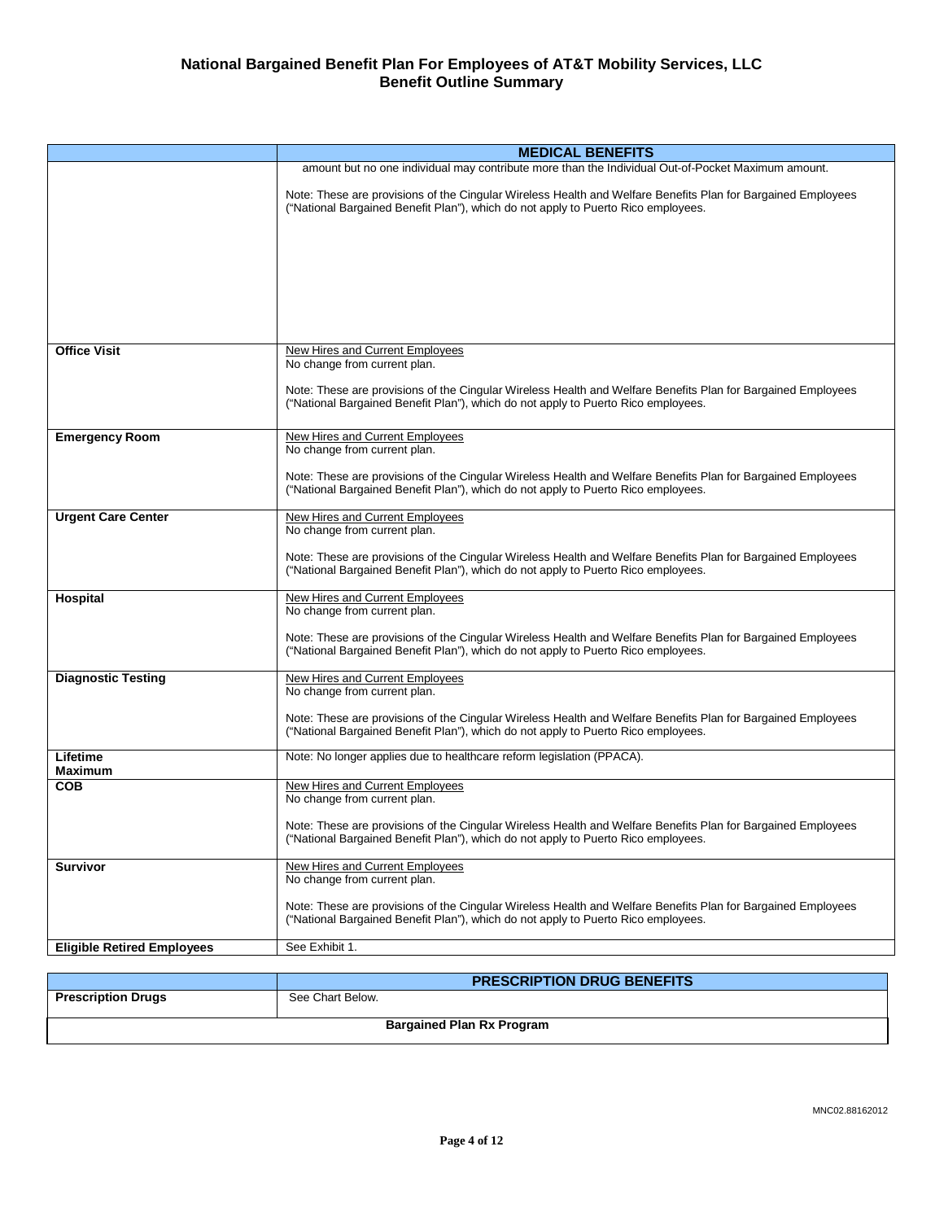| | MEDICAL BENEFITS |
|---|---|
| | amount but no one individual may contribute more than the Individual Out-of-Pocket Maximum amount.<br><br>Note: These are provisions of the Cingular Wireless Health and Welfare Benefits Plan for Bargained Employees ("National Bargained Benefit Plan"), which do not apply to Puerto Rico employees. |
| **Office Visit** | <u>New Hires and Current Employees</u><br>No change from current plan.<br><br>Note: These are provisions of the Cingular Wireless Health and Welfare Benefits Plan for Bargained Employees ("National Bargained Benefit Plan"), which do not apply to Puerto Rico employees. |
| **Emergency Room** | <u>New Hires and Current Employees</u><br>No change from current plan.<br><br>Note: These are provisions of the Cingular Wireless Health and Welfare Benefits Plan for Bargained Employees ("National Bargained Benefit Plan"), which do not apply to Puerto Rico employees. |
| **Urgent Care Center** | <u>New Hires and Current Employees</u><br>No change from current plan.<br><br>Note: These are provisions of the Cingular Wireless Health and Welfare Benefits Plan for Bargained Employees ("National Bargained Benefit Plan"), which do not apply to Puerto Rico employees. |
| **Hospital** | <u>New Hires and Current Employees</u><br>No change from current plan.<br><br>Note: These are provisions of the Cingular Wireless Health and Welfare Benefits Plan for Bargained Employees ("National Bargained Benefit Plan"), which do not apply to Puerto Rico employees. |
| **Diagnostic Testing** | <u>New Hires and Current Employees</u><br>No change from current plan.<br><br>Note: These are provisions of the Cingular Wireless Health and Welfare Benefits Plan for Bargained Employees ("National Bargained Benefit Plan"), which do not apply to Puerto Rico employees. |
| **Lifetime Maximum** | Note: No longer applies due to healthcare reform legislation (PPACA). |
| **COB** | <u>New Hires and Current Employees</u><br>No change from current plan.<br><br>Note: These are provisions of the Cingular Wireless Health and Welfare Benefits Plan for Bargained Employees ("National Bargained Benefit Plan"), which do not apply to Puerto Rico employees. |
| **Survivor** | <u>New Hires and Current Employees</u><br>No change from current plan.<br><br>Note: These are provisions of the Cingular Wireless Health and Welfare Benefits Plan for Bargained Employees ("National Bargained Benefit Plan"), which do not apply to Puerto Rico employees. |
| **Eligible Retired Employees** | See Exhibit 1. |

| | PRESCRIPTION DRUG BENEFITS |
|---|---|
| **Prescription Drugs** | See Chart Below. |

**Bargained Plan Rx Program**

MNC02.88162012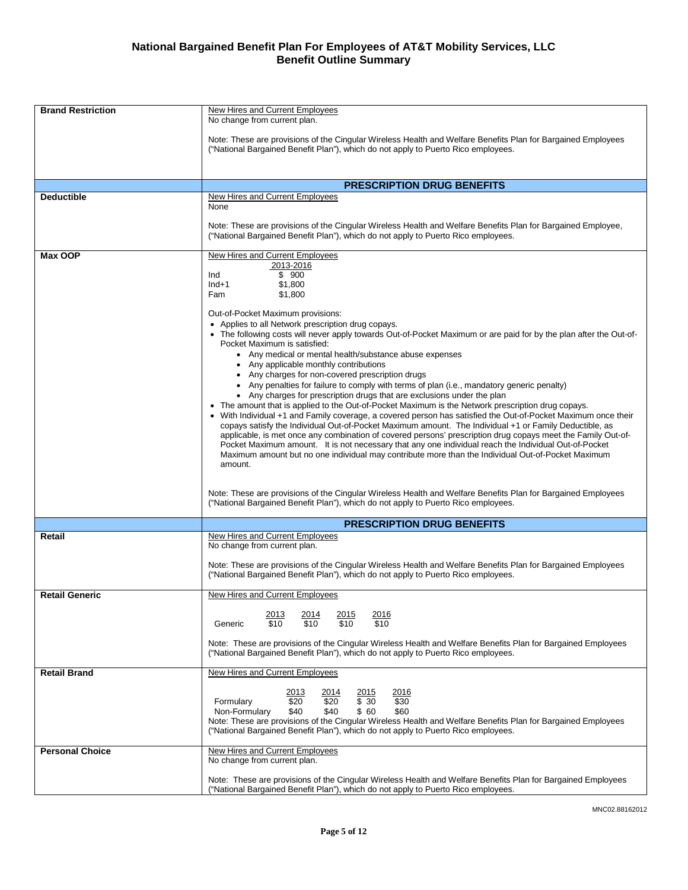# National Bargained Benefit Plan For Employees of AT&T Mobility Services, LLC
## Benefit Outline Summary

| | |
|---|---|
| **Brand Restriction** | New Hires and Current Employees<br>No change from current plan.<br><br>Note: These are provisions of the Cingular Wireless Health and Welfare Benefits Plan for Bargained Employees ("National Bargained Benefit Plan"), which do not apply to Puerto Rico employees. |
| | **PRESCRIPTION DRUG BENEFITS** |
| **Deductible** | New Hires and Current Employees<br>None<br><br>Note: These are provisions of the Cingular Wireless Health and Welfare Benefits Plan for Bargained Employee, ("National Bargained Benefit Plan"), which do not apply to Puerto Rico employees. |
| **Max OOP** | New Hires and Current Employees<br>2013-2016<br>Ind $ 900<br>Ind+1 $1,800<br>Fam $1,800<br><br>Out-of-Pocket Maximum provisions:<br>• Applies to all Network prescription drug copays.<br>• The following costs will never apply towards Out-of-Pocket Maximum or are paid for by the plan after the Out-of-Pocket Maximum is satisfied:<br>&nbsp;&nbsp;• Any medical or mental health/substance abuse expenses<br>&nbsp;&nbsp;• Any applicable monthly contributions<br>&nbsp;&nbsp;• Any charges for non-covered prescription drugs<br>&nbsp;&nbsp;• Any penalties for failure to comply with terms of plan (i.e., mandatory generic penalty)<br>&nbsp;&nbsp;• Any charges for prescription drugs that are exclusions under the plan<br>• The amount that is applied to the Out-of-Pocket Maximum is the Network prescription drug copays.<br>• With Individual +1 and Family coverage, a covered person has satisfied the Out-of-Pocket Maximum once their copays satisfy the Individual Out-of-Pocket Maximum amount. The Individual +1 or Family Deductible, as applicable, is met once any combination of covered persons' prescription drug copays meet the Family Out-of-Pocket Maximum amount. It is not necessary that any one individual reach the Individual Out-of-Pocket Maximum amount but no one individual may contribute more than the Individual Out-of-Pocket Maximum amount.<br><br>Note: These are provisions of the Cingular Wireless Health and Welfare Benefits Plan for Bargained Employees ("National Bargained Benefit Plan"), which do not apply to Puerto Rico employees. |
| | **PRESCRIPTION DRUG BENEFITS** |
| **Retail** | New Hires and Current Employees<br>No change from current plan.<br><br>Note: These are provisions of the Cingular Wireless Health and Welfare Benefits Plan for Bargained Employees ("National Bargained Benefit Plan"), which do not apply to Puerto Rico employees. |
| **Retail Generic** | New Hires and Current Employees<br><br>&nbsp;&nbsp;&nbsp;&nbsp;&nbsp;&nbsp;&nbsp;&nbsp;&nbsp;&nbsp;2013 &nbsp;2014 &nbsp;2015 &nbsp;2016<br>Generic &nbsp;$10 &nbsp;$10 &nbsp;$10 &nbsp;$10<br><br>Note: These are provisions of the Cingular Wireless Health and Welfare Benefits Plan for Bargained Employees ("National Bargained Benefit Plan"), which do not apply to Puerto Rico employees. |
| **Retail Brand** | New Hires and Current Employees<br><br>&nbsp;&nbsp;&nbsp;&nbsp;&nbsp;&nbsp;&nbsp;&nbsp;&nbsp;&nbsp;&nbsp;&nbsp;&nbsp;&nbsp;&nbsp;&nbsp;2013 &nbsp;2014 &nbsp;2015 &nbsp;2016<br>Formulary &nbsp;$20 &nbsp;$20 &nbsp;$ 30 &nbsp;$30<br>Non-Formulary &nbsp;$40 &nbsp;$40 &nbsp;$ 60 &nbsp;$60<br>Note: These are provisions of the Cingular Wireless Health and Welfare Benefits Plan for Bargained Employees ("National Bargained Benefit Plan"), which do not apply to Puerto Rico employees. |
| **Personal Choice** | New Hires and Current Employees<br>No change from current plan.<br><br>Note: These are provisions of the Cingular Wireless Health and Welfare Benefits Plan for Bargained Employees ("National Bargained Benefit Plan"), which do not apply to Puerto Rico employees. |

MNC02.88162012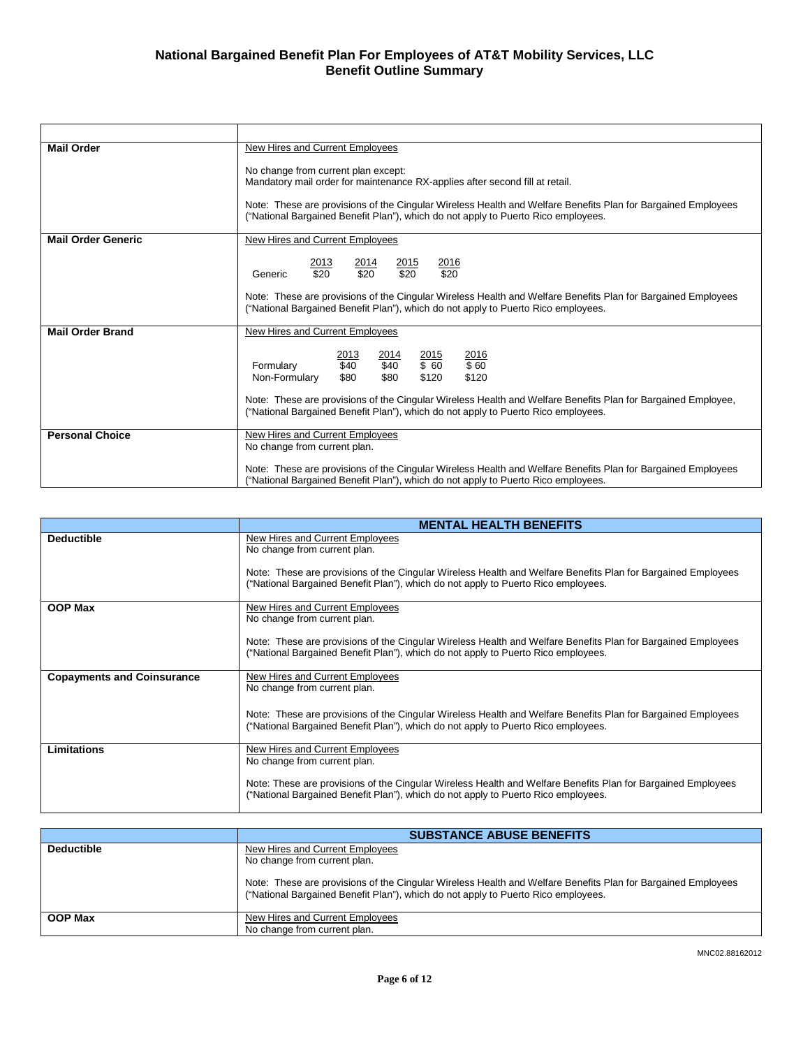| | |
|---|---|
| **Mail Order** | New Hires and Current Employees<br><br>No change from current plan except:<br>Mandatory mail order for maintenance RX-applies after second fill at retail.<br><br>Note: These are provisions of the Cingular Wireless Health and Welfare Benefits Plan for Bargained Employees ("National Bargained Benefit Plan"), which do not apply to Puerto Rico employees. |
| **Mail Order Generic** | New Hires and Current Employees<br><br>Generic: 2013 $20; 2014 $20; 2015 $20; 2016 $20<br><br>Note: These are provisions of the Cingular Wireless Health and Welfare Benefits Plan for Bargained Employees ("National Bargained Benefit Plan"), which do not apply to Puerto Rico employees. |
| **Mail Order Brand** | New Hires and Current Employees<br><br>Formulary: 2013 $40; 2014 $40; 2015 $ 60; 2016 $ 60<br>Non-Formulary: 2013 $80; 2014 $80; 2015 $120; 2016 $120<br><br>Note: These are provisions of the Cingular Wireless Health and Welfare Benefits Plan for Bargained Employee, ("National Bargained Benefit Plan"), which do not apply to Puerto Rico employees. |
| **Personal Choice** | New Hires and Current Employees<br>No change from current plan.<br><br>Note: These are provisions of the Cingular Wireless Health and Welfare Benefits Plan for Bargained Employees ("National Bargained Benefit Plan"), which do not apply to Puerto Rico employees. |

| | **MENTAL HEALTH BENEFITS** |
|---|---|
| **Deductible** | New Hires and Current Employees<br>No change from current plan.<br><br>Note: These are provisions of the Cingular Wireless Health and Welfare Benefits Plan for Bargained Employees ("National Bargained Benefit Plan"), which do not apply to Puerto Rico employees. |
| **OOP Max** | New Hires and Current Employees<br>No change from current plan.<br><br>Note: These are provisions of the Cingular Wireless Health and Welfare Benefits Plan for Bargained Employees ("National Bargained Benefit Plan"), which do not apply to Puerto Rico employees. |
| **Copayments and Coinsurance** | New Hires and Current Employees<br>No change from current plan.<br><br>Note: These are provisions of the Cingular Wireless Health and Welfare Benefits Plan for Bargained Employees ("National Bargained Benefit Plan"), which do not apply to Puerto Rico employees. |
| **Limitations** | New Hires and Current Employees<br>No change from current plan.<br><br>Note: These are provisions of the Cingular Wireless Health and Welfare Benefits Plan for Bargained Employees ("National Bargained Benefit Plan"), which do not apply to Puerto Rico employees. |

| | **SUBSTANCE ABUSE BENEFITS** |
|---|---|
| **Deductible** | New Hires and Current Employees<br>No change from current plan.<br><br>Note: These are provisions of the Cingular Wireless Health and Welfare Benefits Plan for Bargained Employees ("National Bargained Benefit Plan"), which do not apply to Puerto Rico employees. |
| **OOP Max** | New Hires and Current Employees<br>No change from current plan. |

MNC02.88162012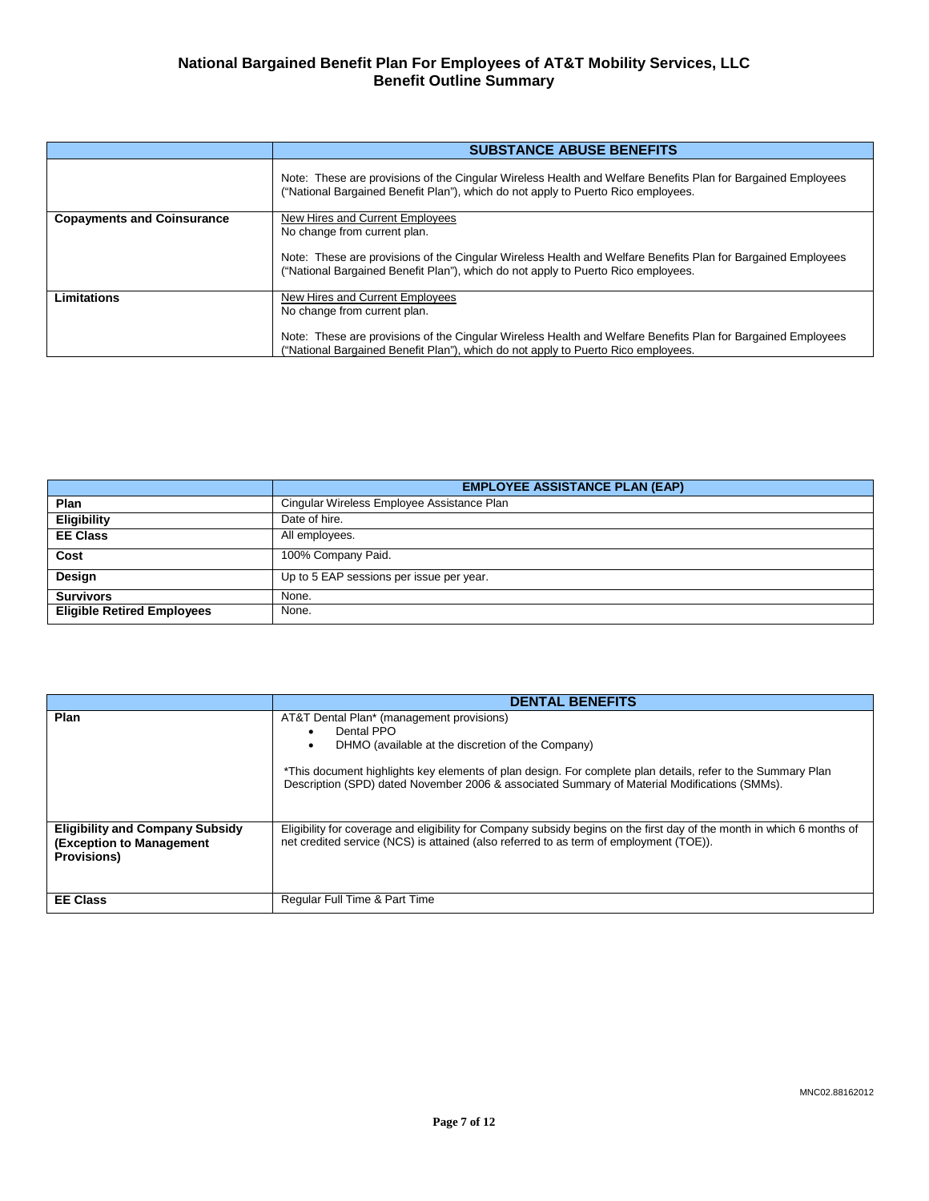# National Bargained Benefit Plan For Employees of AT&T Mobility Services, LLC
## Benefit Outline Summary

| | SUBSTANCE ABUSE BENEFITS |
|---|---|
| | Note: These are provisions of the Cingular Wireless Health and Welfare Benefits Plan for Bargained Employees ("National Bargained Benefit Plan"), which do not apply to Puerto Rico employees. |
| **Copayments and Coinsurance** | New Hires and Current Employees<br>No change from current plan.<br><br>Note: These are provisions of the Cingular Wireless Health and Welfare Benefits Plan for Bargained Employees ("National Bargained Benefit Plan"), which do not apply to Puerto Rico employees. |
| **Limitations** | New Hires and Current Employees<br>No change from current plan.<br><br>Note: These are provisions of the Cingular Wireless Health and Welfare Benefits Plan for Bargained Employees ("National Bargained Benefit Plan"), which do not apply to Puerto Rico employees. |

| | EMPLOYEE ASSISTANCE PLAN (EAP) |
|---|---|
| **Plan** | Cingular Wireless Employee Assistance Plan |
| **Eligibility** | Date of hire. |
| **EE Class** | All employees. |
| **Cost** | 100% Company Paid. |
| **Design** | Up to 5 EAP sessions per issue per year. |
| **Survivors** | None. |
| **Eligible Retired Employees** | None. |

| | DENTAL BENEFITS |
|---|---|
| **Plan** | AT&T Dental Plan* (management provisions)<br>• Dental PPO<br>• DHMO (available at the discretion of the Company)<br><br>*This document highlights key elements of plan design. For complete plan details, refer to the Summary Plan Description (SPD) dated November 2006 & associated Summary of Material Modifications (SMMs). |
| **Eligibility and Company Subsidy (Exception to Management Provisions)** | Eligibility for coverage and eligibility for Company subsidy begins on the first day of the month in which 6 months of net credited service (NCS) is attained (also referred to as term of employment (TOE)). |
| **EE Class** | Regular Full Time & Part Time |

MNC02.88162012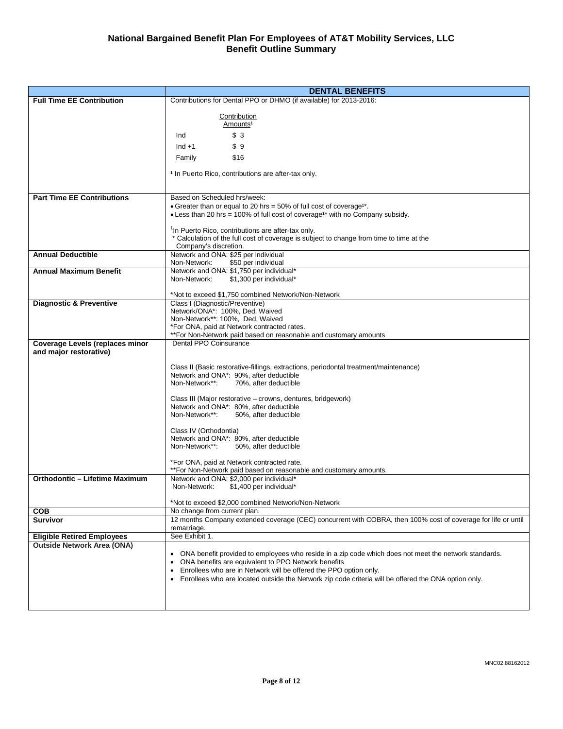# National Bargained Benefit Plan For Employees of AT&T Mobility Services, LLC
## Benefit Outline Summary

| | DENTAL BENEFITS |
|---|---|
| **Full Time EE Contribution** | Contributions for Dental PPO or DHMO (if available) for 2013-2016:<br><br>Contribution Amounts[1]<br>Ind $ 3<br>Ind +1 $ 9<br>Family $16<br><br>[1] In Puerto Rico, contributions are after-tax only. |
| **Part Time EE Contributions** | Based on Scheduled hrs/week:<br>• Greater than or equal to 20 hrs = 50% of full cost of coverage[1]*.<br>• Less than 20 hrs = 100% of full cost of coverage[1]* with no Company subsidy.<br><br>[1]In Puerto Rico, contributions are after-tax only.<br>* Calculation of the full cost of coverage is subject to change from time to time at the Company's discretion. |
| **Annual Deductible** | Network and ONA: $25 per individual<br>Non-Network: $50 per individual |
| **Annual Maximum Benefit** | Network and ONA: $1,750 per individual*<br>Non-Network: $1,300 per individual*<br><br>*Not to exceed $1,750 combined Network/Non-Network |
| **Diagnostic & Preventive** | Class I (Diagnostic/Preventive)<br>Network/ONA*: 100%, Ded. Waived<br>Non-Network**: 100%, Ded. Waived<br>*For ONA, paid at Network contracted rates.<br>**For Non-Network paid based on reasonable and customary amounts |
| **Coverage Levels (replaces minor and major restorative)** | Dental PPO Coinsurance<br><br>Class II (Basic restorative-fillings, extractions, periodontal treatment/maintenance)<br>Network and ONA*: 90%, after deductible<br>Non-Network**: 70%, after deductible<br><br>Class III (Major restorative – crowns, dentures, bridgework)<br>Network and ONA*: 80%, after deductible<br>Non-Network**: 50%, after deductible<br><br>Class IV (Orthodontia)<br>Network and ONA*: 80%, after deductible<br>Non-Network**: 50%, after deductible<br><br>*For ONA, paid at Network contracted rate.<br>**For Non-Network paid based on reasonable and customary amounts. |
| **Orthodontic – Lifetime Maximum** | Network and ONA: $2,000 per individual*<br>Non-Network: $1,400 per individual*<br><br>*Not to exceed $2,000 combined Network/Non-Network |
| **COB** | No change from current plan. |
| **Survivor** | 12 months Company extended coverage (CEC) concurrent with COBRA, then 100% cost of coverage for life or until remarriage. |
| **Eligible Retired Employees** | See Exhibit 1. |
| **Outside Network Area (ONA)** | • ONA benefit provided to employees who reside in a zip code which does not meet the network standards.<br>• ONA benefits are equivalent to PPO Network benefits<br>• Enrollees who are in Network will be offered the PPO option only.<br>• Enrollees who are located outside the Network zip code criteria will be offered the ONA option only. |

MNC02.88162012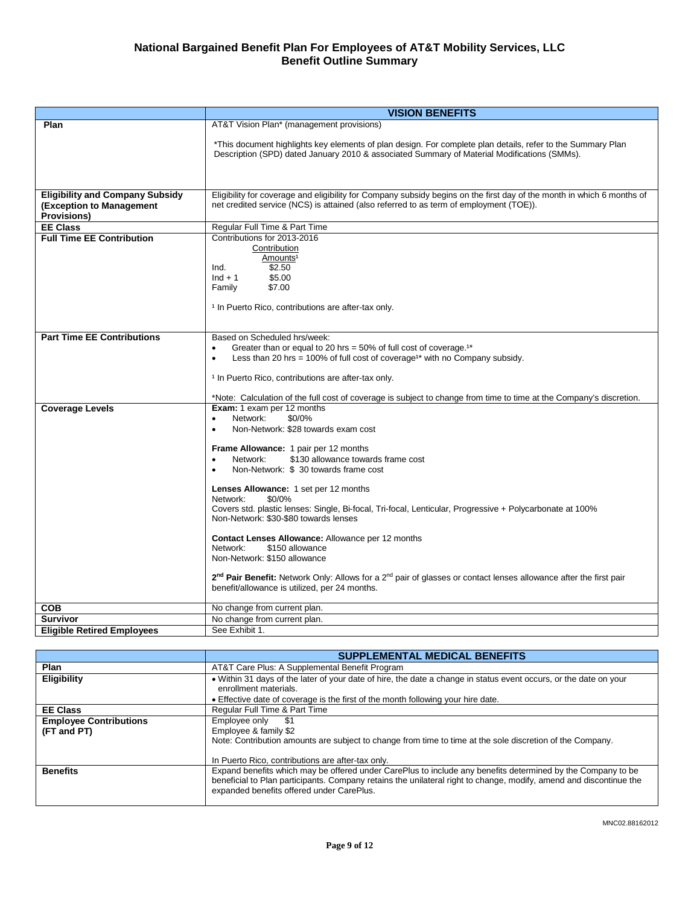# National Bargained Benefit Plan For Employees of AT&T Mobility Services, LLC
## Benefit Outline Summary

| | **VISION BENEFITS** |
|---|---|
| **Plan** | AT&T Vision Plan* (management provisions)<br><br>*This document highlights key elements of plan design. For complete plan details, refer to the Summary Plan Description (SPD) dated January 2010 & associated Summary of Material Modifications (SMMs). |
| **Eligibility and Company Subsidy (Exception to Management Provisions)** | Eligibility for coverage and eligibility for Company subsidy begins on the first day of the month in which 6 months of net credited service (NCS) is attained (also referred to as term of employment (TOE)). |
| **EE Class** | Regular Full Time & Part Time |
| **Full Time EE Contribution** | Contributions for 2013-2016<br>Contribution Amounts[1]<br>Ind. $2.50<br>Ind + 1 $5.00<br>Family $7.00<br><br>[1] In Puerto Rico, contributions are after-tax only. |
| **Part Time EE Contributions** | Based on Scheduled hrs/week:<br>• Greater than or equal to 20 hrs = 50% of full cost of coverage.[1]*<br>• Less than 20 hrs = 100% of full cost of coverage[1]* with no Company subsidy.<br><br>[1] In Puerto Rico, contributions are after-tax only.<br><br>*Note: Calculation of the full cost of coverage is subject to change from time to time at the Company's discretion. |
| **Coverage Levels** | **Exam:** 1 exam per 12 months<br>• Network: $0/0%<br>• Non-Network: $28 towards exam cost<br><br>**Frame Allowance:** 1 pair per 12 months<br>• Network: $130 allowance towards frame cost<br>• Non-Network: $ 30 towards frame cost<br><br>**Lenses Allowance:** 1 set per 12 months<br>Network: $0/0%<br>Covers std. plastic lenses: Single, Bi-focal, Tri-focal, Lenticular, Progressive + Polycarbonate at 100%<br>Non-Network: $30-$80 towards lenses<br><br>**Contact Lenses Allowance:** Allowance per 12 months<br>Network: $150 allowance<br>Non-Network: $150 allowance<br><br>**2nd Pair Benefit:** Network Only: Allows for a 2nd pair of glasses or contact lenses allowance after the first pair benefit/allowance is utilized, per 24 months. |
| **COB** | No change from current plan. |
| **Survivor** | No change from current plan. |
| **Eligible Retired Employees** | See Exhibit 1. |

| | **SUPPLEMENTAL MEDICAL BENEFITS** |
|---|---|
| **Plan** | AT&T Care Plus: A Supplemental Benefit Program |
| **Eligibility** | • Within 31 days of the later of your date of hire, the date a change in status event occurs, or the date on your enrollment materials.<br>• Effective date of coverage is the first of the month following your hire date. |
| **EE Class** | Regular Full Time & Part Time |
| **Employee Contributions (FT and PT)** | Employee only $1<br>Employee & family $2<br>Note: Contribution amounts are subject to change from time to time at the sole discretion of the Company.<br><br>In Puerto Rico, contributions are after-tax only. |
| **Benefits** | Expand benefits which may be offered under CarePlus to include any benefits determined by the Company to be beneficial to Plan participants. Company retains the unilateral right to change, modify, amend and discontinue the expanded benefits offered under CarePlus. |

MNC02.88162012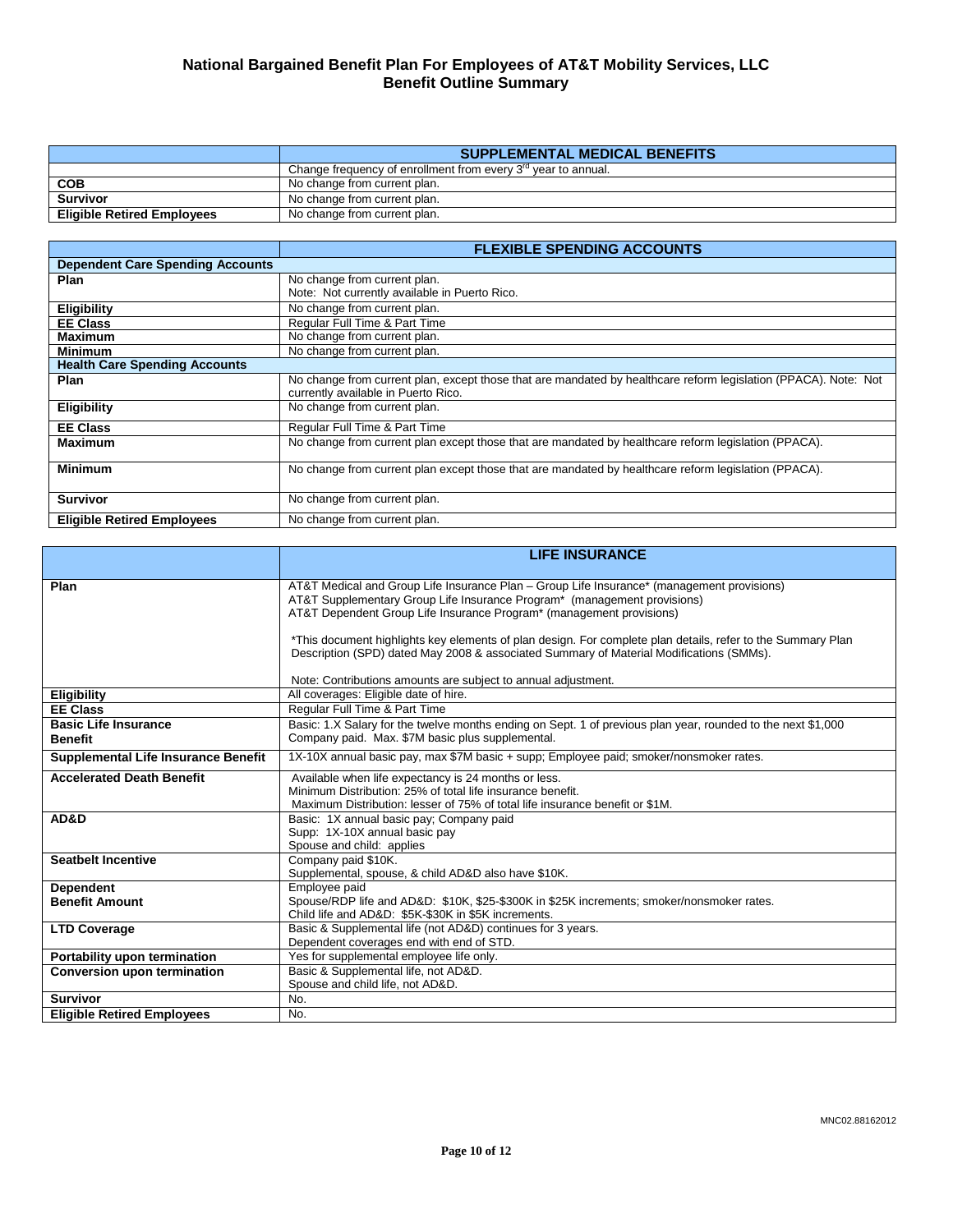# National Bargained Benefit Plan For Employees of AT&T Mobility Services, LLC
## Benefit Outline Summary

| | SUPPLEMENTAL MEDICAL BENEFITS |
|---|---|
| | Change frequency of enrollment from every 3rd year to annual. |
| **COB** | No change from current plan. |
| **Survivor** | No change from current plan. |
| **Eligible Retired Employees** | No change from current plan. |

| | FLEXIBLE SPENDING ACCOUNTS |
|---|---|
| **Dependent Care Spending Accounts** | |
| **Plan** | No change from current plan.<br>Note: Not currently available in Puerto Rico. |
| **Eligibility** | No change from current plan. |
| **EE Class** | Regular Full Time & Part Time |
| **Maximum** | No change from current plan. |
| **Minimum** | No change from current plan. |
| **Health Care Spending Accounts** | |
| **Plan** | No change from current plan, except those that are mandated by healthcare reform legislation (PPACA). Note: Not currently available in Puerto Rico. |
| **Eligibility** | No change from current plan. |
| **EE Class** | Regular Full Time & Part Time |
| **Maximum** | No change from current plan except those that are mandated by healthcare reform legislation (PPACA). |
| **Minimum** | No change from current plan except those that are mandated by healthcare reform legislation (PPACA). |
| **Survivor** | No change from current plan. |
| **Eligible Retired Employees** | No change from current plan. |

| | LIFE INSURANCE |
|---|---|
| **Plan** | AT&T Medical and Group Life Insurance Plan – Group Life Insurance* (management provisions)<br>AT&T Supplementary Group Life Insurance Program* (management provisions)<br>AT&T Dependent Group Life Insurance Program* (management provisions)<br><br>*This document highlights key elements of plan design. For complete plan details, refer to the Summary Plan Description (SPD) dated May 2008 & associated Summary of Material Modifications (SMMs).<br><br>Note: Contributions amounts are subject to annual adjustment. |
| **Eligibility** | All coverages: Eligible date of hire. |
| **EE Class** | Regular Full Time & Part Time |
| **Basic Life Insurance Benefit** | Basic: 1.X Salary for the twelve months ending on Sept. 1 of previous plan year, rounded to the next $1,000<br>Company paid. Max. $7M basic plus supplemental. |
| **Supplemental Life Insurance Benefit** | 1X-10X annual basic pay, max $7M basic + supp; Employee paid; smoker/nonsmoker rates. |
| **Accelerated Death Benefit** | Available when life expectancy is 24 months or less.<br>Minimum Distribution: 25% of total life insurance benefit.<br>Maximum Distribution: lesser of 75% of total life insurance benefit or $1M. |
| **AD&D** | Basic: 1X annual basic pay; Company paid<br>Supp: 1X-10X annual basic pay<br>Spouse and child: applies |
| **Seatbelt Incentive** | Company paid $10K.<br>Supplemental, spouse, & child AD&D also have $10K. |
| **Dependent Benefit Amount** | Employee paid<br>Spouse/RDP life and AD&D: $10K, $25-$300K in $25K increments; smoker/nonsmoker rates.<br>Child life and AD&D: $5K-$30K in $5K increments. |
| **LTD Coverage** | Basic & Supplemental life (not AD&D) continues for 3 years.<br>Dependent coverages end with end of STD. |
| **Portability upon termination** | Yes for supplemental employee life only. |
| **Conversion upon termination** | Basic & Supplemental life, not AD&D.<br>Spouse and child life, not AD&D. |
| **Survivor** | No. |
| **Eligible Retired Employees** | No. |

MNC02.88162012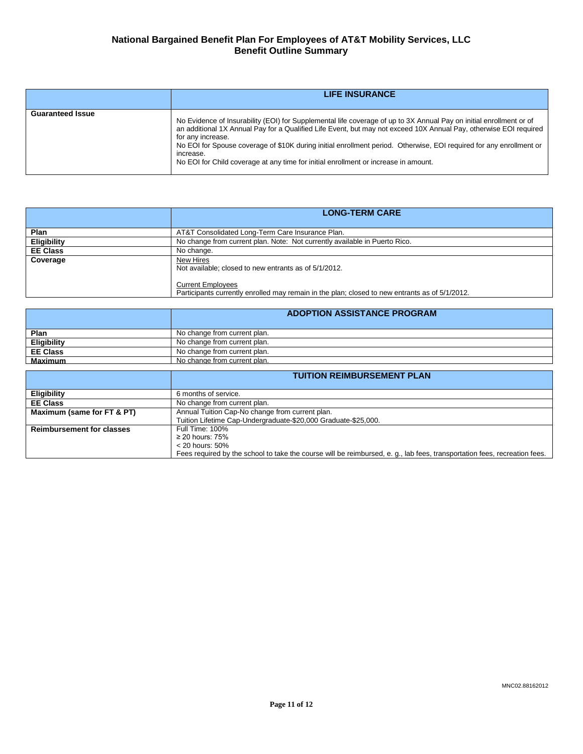# National Bargained Benefit Plan For Employees of AT&T Mobility Services, LLC
## Benefit Outline Summary

| | LIFE INSURANCE |
|---|---|
| **Guaranteed Issue** | No Evidence of Insurability (EOI) for Supplemental life coverage of up to 3X Annual Pay on initial enrollment or of an additional 1X Annual Pay for a Qualified Life Event, but may not exceed 10X Annual Pay, otherwise EOI required for any increase.<br>No EOI for Spouse coverage of $10K during initial enrollment period. Otherwise, EOI required for any enrollment or increase.<br>No EOI for Child coverage at any time for initial enrollment or increase in amount. |

| | LONG-TERM CARE |
|---|---|
| **Plan** | AT&T Consolidated Long-Term Care Insurance Plan. |
| **Eligibility** | No change from current plan. Note: Not currently available in Puerto Rico. |
| **EE Class** | No change. |
| **Coverage** | New Hires<br>Not available; closed to new entrants as of 5/1/2012.<br><br>Current Employees<br>Participants currently enrolled may remain in the plan; closed to new entrants as of 5/1/2012. |

| | ADOPTION ASSISTANCE PROGRAM |
|---|---|
| **Plan** | No change from current plan. |
| **Eligibility** | No change from current plan. |
| **EE Class** | No change from current plan. |
| **Maximum** | No change from current plan. |

| | TUITION REIMBURSEMENT PLAN |
|---|---|
| **Eligibility** | 6 months of service. |
| **EE Class** | No change from current plan. |
| **Maximum (same for FT & PT)** | Annual Tuition Cap-No change from current plan.<br>Tuition Lifetime Cap-Undergraduate-$20,000 Graduate-$25,000. |
| **Reimbursement for classes** | Full Time: 100%<br>≥ 20 hours: 75%<br>< 20 hours: 50%<br>Fees required by the school to take the course will be reimbursed, e. g., lab fees, transportation fees, recreation fees. |

MNC02.88162012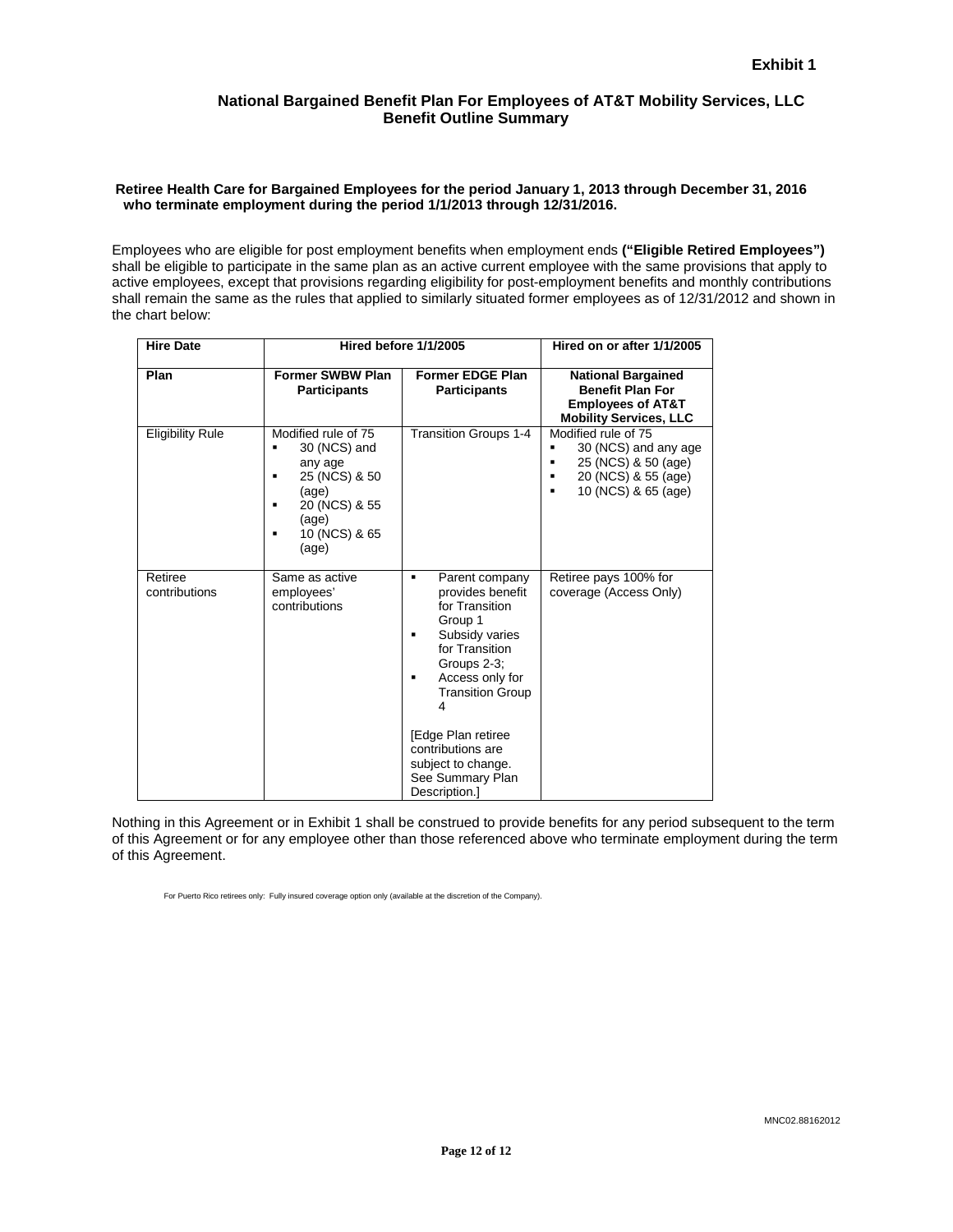**Exhibit 1**

## National Bargained Benefit Plan For Employees of AT&T Mobility Services, LLC
## Benefit Outline Summary

**Retiree Health Care for Bargained Employees for the period January 1, 2013 through December 31, 2016 who terminate employment during the period 1/1/2013 through 12/31/2016.**

Employees who are eligible for post employment benefits when employment ends **("Eligible Retired Employees")** shall be eligible to participate in the same plan as an active current employee with the same provisions that apply to active employees, except that provisions regarding eligibility for post-employment benefits and monthly contributions shall remain the same as the rules that applied to similarly situated former employees as of 12/31/2012 and shown in the chart below:

| **Hire Date** | **Hired before 1/1/2005** | | **Hired on or after 1/1/2005** |
|---|---|---|---|
| **Plan** | **Former SWBW Plan Participants** | **Former EDGE Plan Participants** | **National Bargained Benefit Plan For Employees of AT&T Mobility Services, LLC** |
| Eligibility Rule | Modified rule of 75<br>▪ 30 (NCS) and any age<br>▪ 25 (NCS) & 50 (age)<br>▪ 20 (NCS) & 55 (age)<br>▪ 10 (NCS) & 65 (age) | Transition Groups 1-4 | Modified rule of 75<br>▪ 30 (NCS) and any age<br>▪ 25 (NCS) & 50 (age)<br>▪ 20 (NCS) & 55 (age)<br>▪ 10 (NCS) & 65 (age) |
| Retiree contributions | Same as active employees' contributions | ▪ Parent company provides benefit for Transition Group 1<br>▪ Subsidy varies for Transition Groups 2-3;<br>▪ Access only for Transition Group 4<br><br>[Edge Plan retiree contributions are subject to change. See Summary Plan Description.] | Retiree pays 100% for coverage (Access Only) |

Nothing in this Agreement or in Exhibit 1 shall be construed to provide benefits for any period subsequent to the term of this Agreement or for any employee other than those referenced above who terminate employment during the term of this Agreement.

For Puerto Rico retirees only: Fully insured coverage option only (available at the discretion of the Company).

MNC02.88162012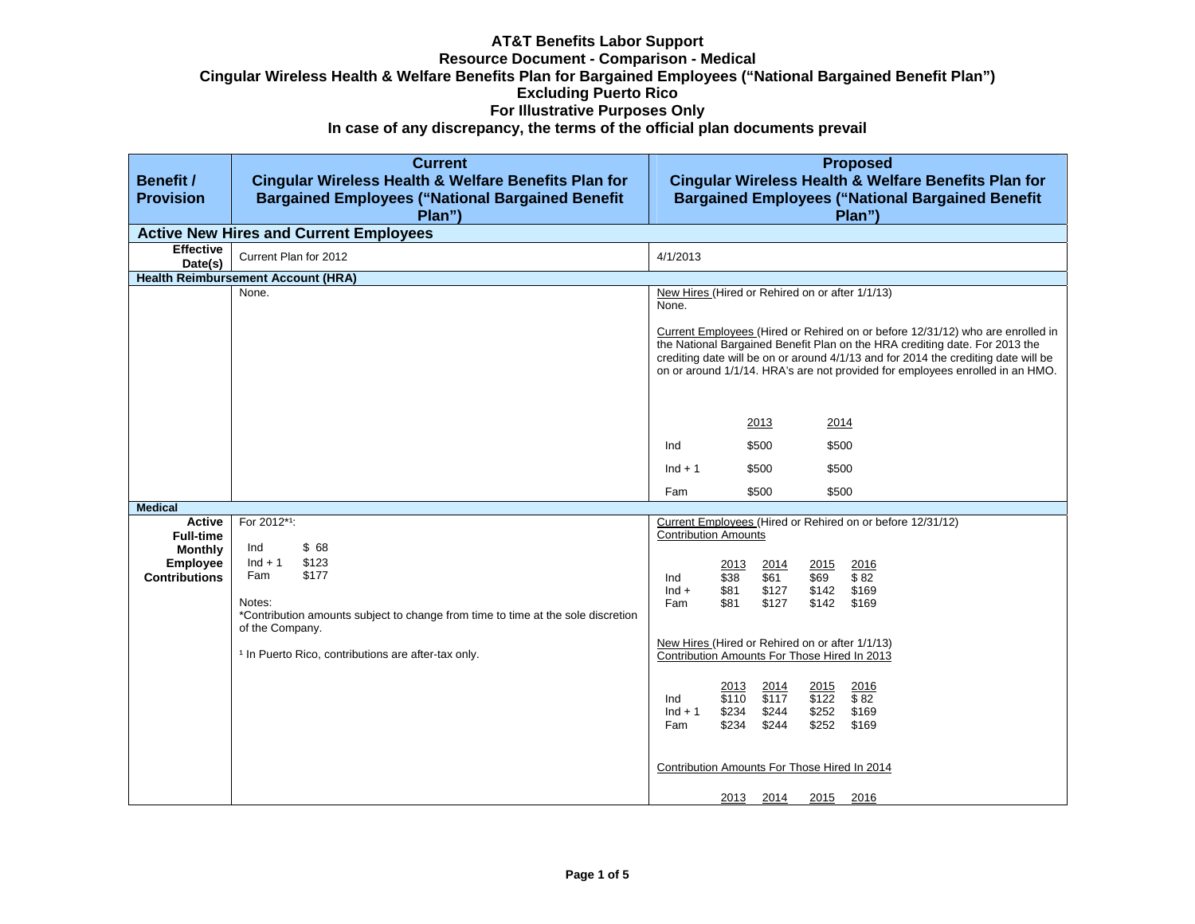# AT&T Benefits Labor Support
## Resource Document - Comparison - Medical
## Cingular Wireless Health & Welfare Benefits Plan for Bargained Employees ("National Bargained Benefit Plan")
## Excluding Puerto Rico
## For Illustrative Purposes Only
## In case of any discrepancy, the terms of the official plan documents prevail

| Benefit / Provision | Current Cingular Wireless Health & Welfare Benefits Plan for Bargained Employees ("National Bargained Benefit Plan") | Proposed Cingular Wireless Health & Welfare Benefits Plan for Bargained Employees ("National Bargained Benefit Plan") |
|---|---|---|
| **Active New Hires and Current Employees** | | |
| **Effective Date(s)** | Current Plan for 2012 | 4/1/2013 |
| **Health Reimbursement Account (HRA)** | | |
| | None. | New Hires (Hired or Rehired on or after 1/1/13)<br>None.<br><br>Current Employees (Hired or Rehired on or before 12/31/12) who are enrolled in the National Bargained Benefit Plan on the HRA crediting date. For 2013 the crediting date will be on or around 4/1/13 and for 2014 the crediting date will be on or around 1/1/14. HRA's are not provided for employees enrolled in an HMO.<br><br>\| \| 2013 \| 2014 \|<br>Ind: \$500 / \$500<br>Ind + 1: \$500 / \$500<br>Fam: \$500 / \$500 |
| **Medical** | | |
| **Active Full-time Monthly Employee Contributions** | For 2012*[1]:<br><br>Ind \$ 68<br>Ind + 1 \$123<br>Fam \$177<br><br>Notes:<br>*Contribution amounts subject to change from time to time at the sole discretion of the Company.<br><br>[1] In Puerto Rico, contributions are after-tax only. | Current Employees (Hired or Rehired on or before 12/31/12)<br>Contribution Amounts<br><br>(2013 / 2014 / 2015 / 2016)<br>Ind: \$38 / \$61 / \$69 / \$ 82<br>Ind +: \$81 / \$127 / \$142 / \$169<br>Fam: \$81 / \$127 / \$142 / \$169<br><br>New Hires (Hired or Rehired on or after 1/1/13)<br>Contribution Amounts For Those Hired In 2013<br><br>(2013 / 2014 / 2015 / 2016)<br>Ind: \$110 / \$117 / \$122 / \$ 82<br>Ind + 1: \$234 / \$244 / \$252 / \$169<br>Fam: \$234 / \$244 / \$252 / \$169<br><br>Contribution Amounts For Those Hired In 2014<br><br>2013 2014 2015 2016 |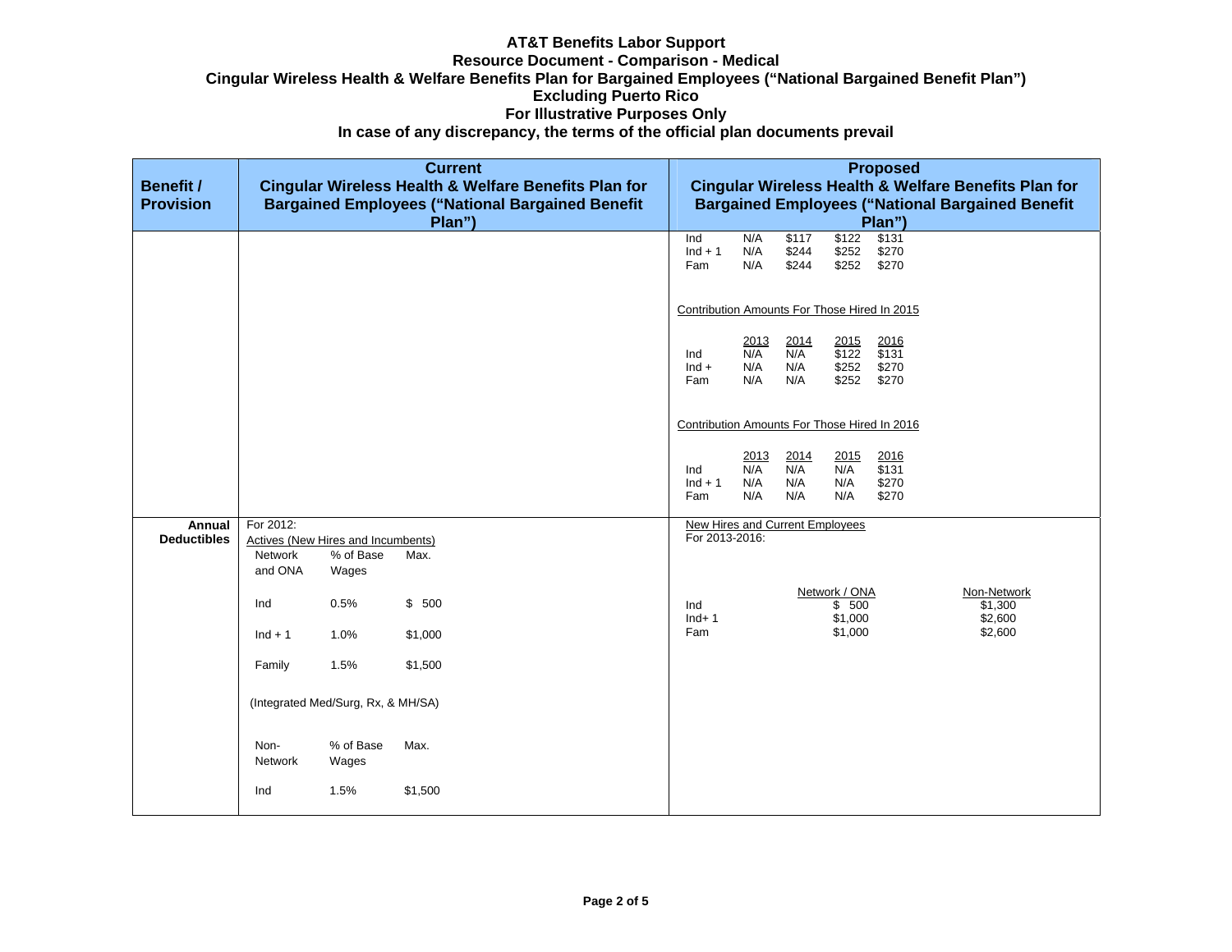**AT&T Benefits Labor Support**
**Resource Document - Comparison - Medical**
**Cingular Wireless Health & Welfare Benefits Plan for Bargained Employees ("National Bargained Benefit Plan")**
**Excluding Puerto Rico**
**For Illustrative Purposes Only**
**In case of any discrepancy, the terms of the official plan documents prevail**

| Benefit / Provision | Current Cingular Wireless Health & Welfare Benefits Plan for Bargained Employees ("National Bargained Benefit Plan") | Proposed Cingular Wireless Health & Welfare Benefits Plan for Bargained Employees ("National Bargained Benefit Plan") |
|---|---|---|
| | | Ind N/A $117 $122 $131<br>Ind + 1 N/A $244 $252 $270<br>Fam N/A $244 $252 $270<br><br>Contribution Amounts For Those Hired In 2015<br><br>2013 2014 2015 2016<br>Ind N/A N/A $122 $131<br>Ind + N/A N/A $252 $270<br>Fam N/A N/A $252 $270<br><br>Contribution Amounts For Those Hired In 2016<br><br>2013 2014 2015 2016<br>Ind N/A N/A N/A $131<br>Ind + 1 N/A N/A N/A $270<br>Fam N/A N/A N/A $270 |
| **Annual Deductibles** | For 2012:<br>Actives (New Hires and Incumbents)<br>Network and ONA / % of Base Wages / Max.<br>Ind 0.5% $ 500<br>Ind + 1 1.0% $1,000<br>Family 1.5% $1,500<br><br>(Integrated Med/Surg, Rx, & MH/SA)<br><br>Non-Network / % of Base Wages / Max.<br>Ind 1.5% $1,500 | New Hires and Current Employees<br>For 2013-2016:<br><br>Network / ONA / Non-Network<br>Ind $ 500 $1,300<br>Ind+ 1 $1,000 $2,600<br>Fam $1,000 $2,600 |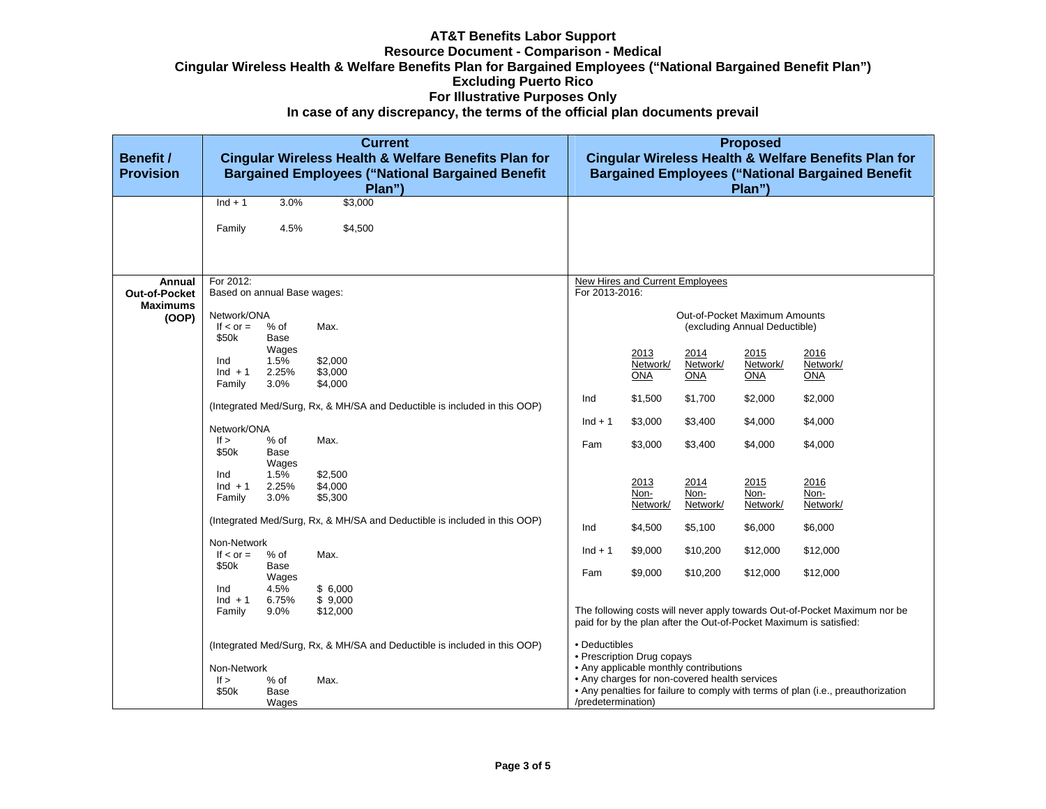**AT&T Benefits Labor Support**
**Resource Document - Comparison - Medical**
**Cingular Wireless Health & Welfare Benefits Plan for Bargained Employees ("National Bargained Benefit Plan")**
**Excluding Puerto Rico**
**For Illustrative Purposes Only**
**In case of any discrepancy, the terms of the official plan documents prevail**

| Benefit / Provision | Current Cingular Wireless Health & Welfare Benefits Plan for Bargained Employees ("National Bargained Benefit Plan") | Proposed Cingular Wireless Health & Welfare Benefits Plan for Bargained Employees ("National Bargained Benefit Plan") |
|---|---|---|
| | Ind + 1 — 3.0% — $3,000<br><br>Family — 4.5% — $4,500 | |
| **Annual Out-of-Pocket Maximums (OOP)** | For 2012:<br>Based on annual Base wages:<br><br>Network/ONA<br>If < or = $50k — % of Base Wages — Max.<br>Ind — 1.5% — $2,000<br>Ind + 1 — 2.25% — $3,000<br>Family — 3.0% — $4,000<br><br>(Integrated Med/Surg, Rx, & MH/SA and Deductible is included in this OOP)<br><br>Network/ONA<br>If > $50k — % of Base Wages — Max.<br>Ind — 1.5% — $2,500<br>Ind + 1 — 2.25% — $4,000<br>Family — 3.0% — $5,300<br><br>(Integrated Med/Surg, Rx, & MH/SA and Deductible is included in this OOP)<br><br>Non-Network<br>If < or = $50k — % of Base Wages — Max.<br>Ind — 4.5% — $ 6,000<br>Ind + 1 — 6.75% — $ 9,000<br>Family — 9.0% — $12,000<br><br>(Integrated Med/Surg, Rx, & MH/SA and Deductible is included in this OOP)<br><br>Non-Network<br>If > $50k — % of Base Wages — Max. | New Hires and Current Employees<br>For 2013-2016:<br><br>Out-of-Pocket Maximum Amounts (excluding Annual Deductible)<br><br>2013 Network/ONA — 2014 Network/ONA — 2015 Network/ONA — 2016 Network/ONA<br>Ind — $1,500 — $1,700 — $2,000 — $2,000<br>Ind + 1 — $3,000 — $3,400 — $4,000 — $4,000<br>Fam — $3,000 — $3,400 — $4,000 — $4,000<br><br>2013 Non-Network/ — 2014 Non-Network/ — 2015 Non-Network/ — 2016 Non-Network/<br>Ind — $4,500 — $5,100 — $6,000 — $6,000<br>Ind + 1 — $9,000 — $10,200 — $12,000 — $12,000<br>Fam — $9,000 — $10,200 — $12,000 — $12,000<br><br>The following costs will never apply towards Out-of-Pocket Maximum nor be paid for by the plan after the Out-of-Pocket Maximum is satisfied:<br><br>• Deductibles<br>• Prescription Drug copays<br>• Any applicable monthly contributions<br>• Any charges for non-covered health services<br>• Any penalties for failure to comply with terms of plan (i.e., preauthorization /predetermination) |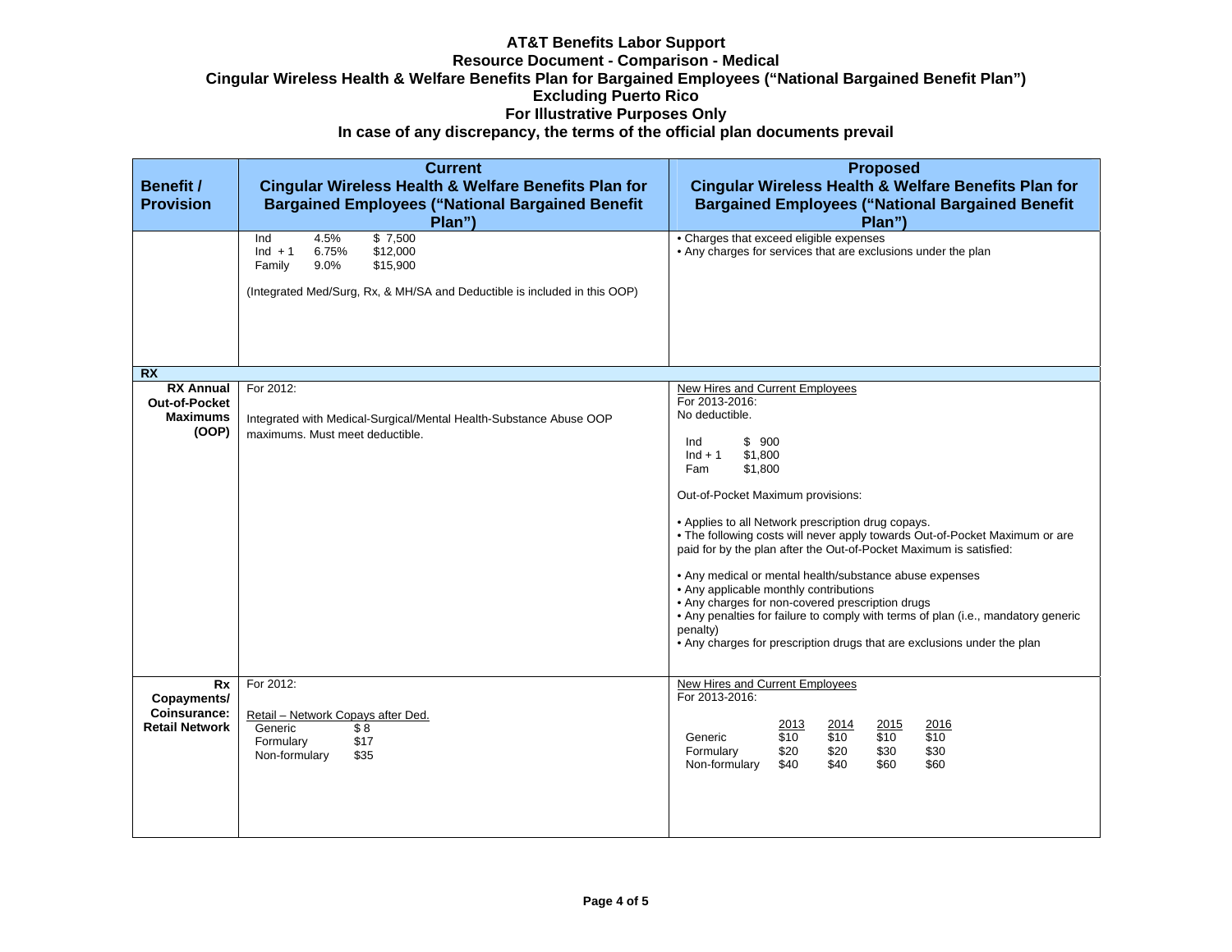**AT&T Benefits Labor Support**
**Resource Document - Comparison - Medical**
**Cingular Wireless Health & Welfare Benefits Plan for Bargained Employees ("National Bargained Benefit Plan")**
**Excluding Puerto Rico**
**For Illustrative Purposes Only**
**In case of any discrepancy, the terms of the official plan documents prevail**

| Benefit / Provision | Current<br>Cingular Wireless Health & Welfare Benefits Plan for Bargained Employees ("National Bargained Benefit Plan") | Proposed<br>Cingular Wireless Health & Welfare Benefits Plan for Bargained Employees ("National Bargained Benefit Plan") |
|---|---|---|
| | Ind 4.5% $ 7,500<br>Ind + 1 6.75% $12,000<br>Family 9.0% $15,900<br><br>(Integrated Med/Surg, Rx, & MH/SA and Deductible is included in this OOP) | • Charges that exceed eligible expenses<br>• Any charges for services that are exclusions under the plan |
| **RX** | | |
| **RX Annual Out-of-Pocket Maximums (OOP)** | For 2012:<br><br>Integrated with Medical-Surgical/Mental Health-Substance Abuse OOP maximums. Must meet deductible. | New Hires and Current Employees<br>For 2013-2016:<br>No deductible.<br><br>Ind $ 900<br>Ind + 1 $1,800<br>Fam $1,800<br><br>Out-of-Pocket Maximum provisions:<br><br>• Applies to all Network prescription drug copays.<br>• The following costs will never apply towards Out-of-Pocket Maximum or are paid for by the plan after the Out-of-Pocket Maximum is satisfied:<br><br>• Any medical or mental health/substance abuse expenses<br>• Any applicable monthly contributions<br>• Any charges for non-covered prescription drugs<br>• Any penalties for failure to comply with terms of plan (i.e., mandatory generic penalty)<br>• Any charges for prescription drugs that are exclusions under the plan |
| **Rx Copayments/ Coinsurance: Retail Network** | For 2012:<br><br>Retail – Network Copays after Ded.<br>Generic $ 8<br>Formulary $17<br>Non-formulary $35 | New Hires and Current Employees<br>For 2013-2016:<br><br>(2013 / 2014 / 2015 / 2016)<br>Generic $10 / $10 / $10 / $10<br>Formulary $20 / $20 / $30 / $30<br>Non-formulary $40 / $40 / $60 / $60 |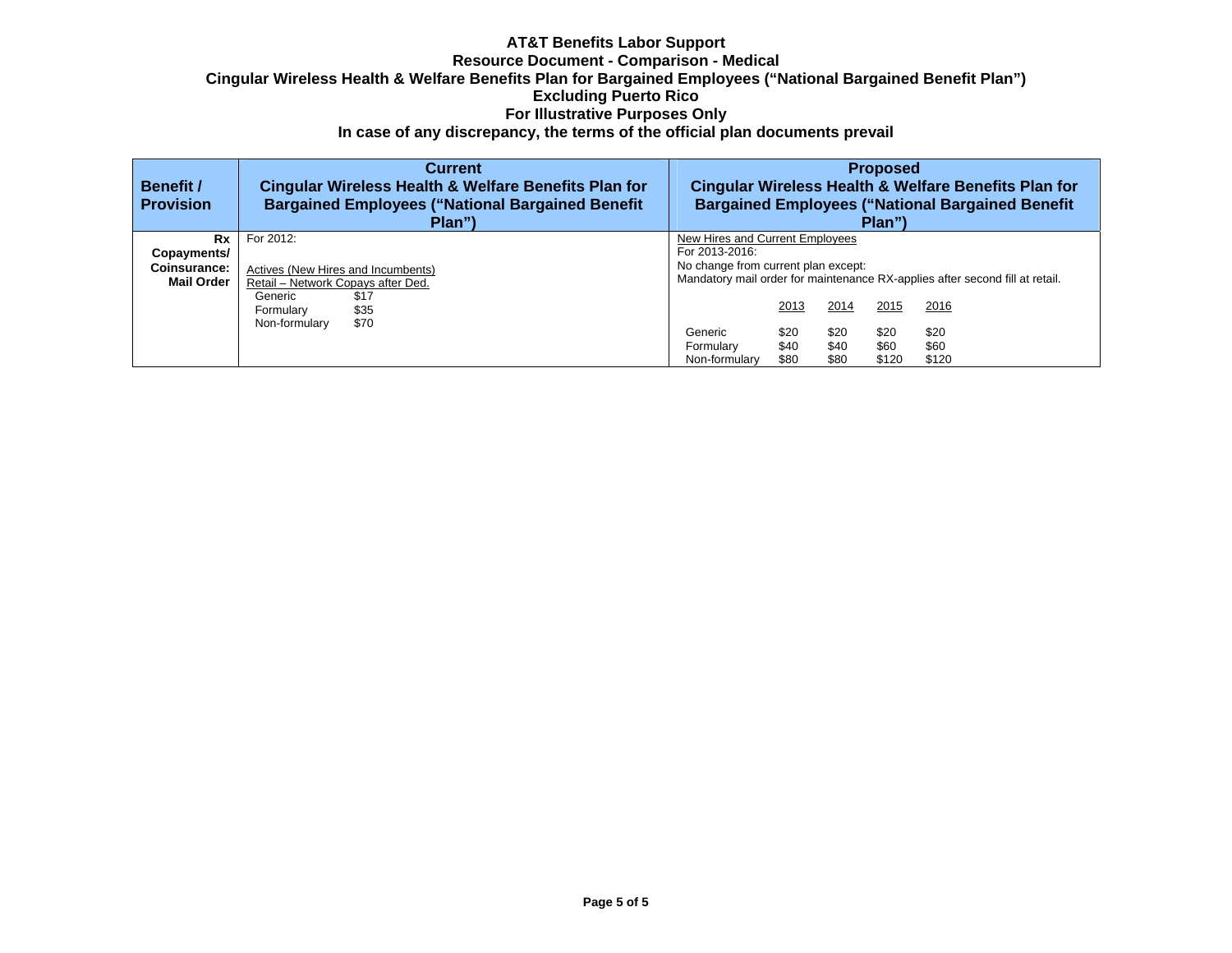**AT&T Benefits Labor Support**
**Resource Document - Comparison - Medical**
**Cingular Wireless Health & Welfare Benefits Plan for Bargained Employees ("National Bargained Benefit Plan")**
**Excluding Puerto Rico**
**For Illustrative Purposes Only**
**In case of any discrepancy, the terms of the official plan documents prevail**

| Benefit / Provision | Current Cingular Wireless Health & Welfare Benefits Plan for Bargained Employees ("National Bargained Benefit Plan") | Proposed Cingular Wireless Health & Welfare Benefits Plan for Bargained Employees ("National Bargained Benefit Plan") |
|---|---|---|
| **Rx Copayments/ Coinsurance: Mail Order** | For 2012:<br><br>Actives (New Hires and Incumbents)<br>Retail – Network Copays after Ded.<br>Generic $17<br>Formulary $35<br>Non-formulary $70 | New Hires and Current Employees<br>For 2013-2016:<br>No change from current plan except:<br>Mandatory mail order for maintenance RX-applies after second fill at retail.<br><br>2013 / 2014 / 2015 / 2016<br>Generic $20 / $20 / $20 / $20<br>Formulary $40 / $40 / $60 / $60<br>Non-formulary $80 / $80 / $120 / $120 |